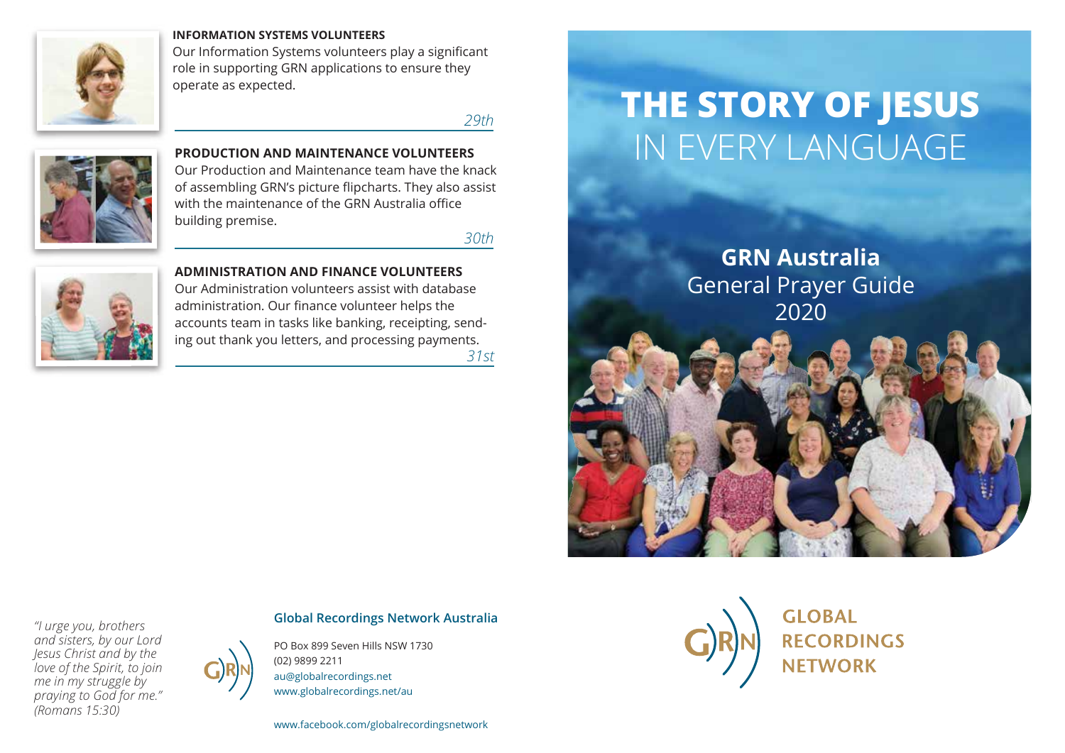**INFORMATION SYSTEMS VOLUNTEERS**
Our Information Systems volunteers play a significant role in supporting GRN applications to ensure they operate as expected.

*29th*

**PRODUCTION AND MAINTENANCE VOLUNTEERS**
Our Production and Maintenance team have the knack of assembling GRN's picture flipcharts. They also assist with the maintenance of the GRN Australia office building premise.

*30th*

**ADMINISTRATION AND FINANCE VOLUNTEERS**
Our Administration volunteers assist with database administration. Our finance volunteer helps the accounts team in tasks like banking, receipting, sending out thank you letters, and processing payments.

*31st*

*"I urge you, brothers and sisters, by our Lord Jesus Christ and by the love of the Spirit, to join me in my struggle by praying to God for me." (Romans 15:30)*

**Global Recordings Network Australia**

PO Box 899 Seven Hills NSW 1730
(02) 9899 2211
au@globalrecordings.net
www.globalrecordings.net/au

www.facebook.com/globalrecordingsnetwork

# THE STORY OF JESUS IN EVERY LANGUAGE

**GRN Australia**
General Prayer Guide
2020

GLOBAL RECORDINGS NETWORK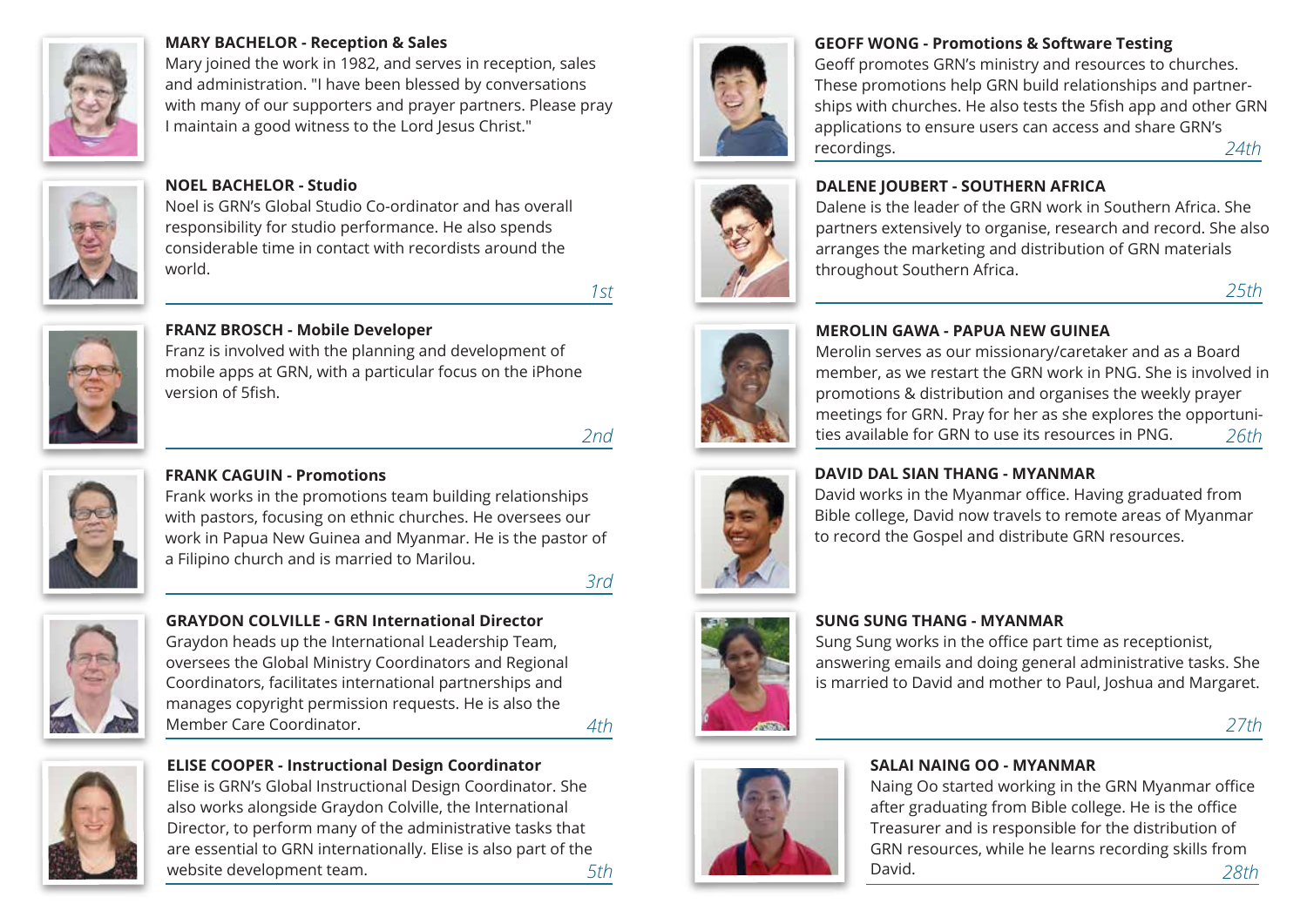**MARY BACHELOR - Reception & Sales**
Mary joined the work in 1982, and serves in reception, sales and administration. "I have been blessed by conversations with many of our supporters and prayer partners. Please pray I maintain a good witness to the Lord Jesus Christ."

**NOEL BACHELOR - Studio**
Noel is GRN's Global Studio Co-ordinator and has overall responsibility for studio performance. He also spends considerable time in contact with recordists around the world.

*1st*

---

**FRANZ BROSCH - Mobile Developer**
Franz is involved with the planning and development of mobile apps at GRN, with a particular focus on the iPhone version of 5fish.

*2nd*

---

**FRANK CAGUIN - Promotions**
Frank works in the promotions team building relationships with pastors, focusing on ethnic churches. He oversees our work in Papua New Guinea and Myanmar. He is the pastor of a Filipino church and is married to Marilou.

*3rd*

---

**GRAYDON COLVILLE - GRN International Director**
Graydon heads up the International Leadership Team, oversees the Global Ministry Coordinators and Regional Coordinators, facilitates international partnerships and manages copyright permission requests. He is also the Member Care Coordinator.

*4th*

---

**ELISE COOPER - Instructional Design Coordinator**
Elise is GRN's Global Instructional Design Coordinator. She also works alongside Graydon Colville, the International Director, to perform many of the administrative tasks that are essential to GRN internationally. Elise is also part of the website development team.

*5th*

---

**GEOFF WONG - Promotions & Software Testing**
Geoff promotes GRN's ministry and resources to churches. These promotions help GRN build relationships and partnerships with churches. He also tests the 5fish app and other GRN applications to ensure users can access and share GRN's recordings.

*24th*

---

**DALENE JOUBERT - SOUTHERN AFRICA**
Dalene is the leader of the GRN work in Southern Africa. She partners extensively to organise, research and record. She also arranges the marketing and distribution of GRN materials throughout Southern Africa.

*25th*

---

**MEROLIN GAWA - PAPUA NEW GUINEA**
Merolin serves as our missionary/caretaker and as a Board member, as we restart the GRN work in PNG. She is involved in promotions & distribution and organises the weekly prayer meetings for GRN. Pray for her as she explores the opportunities available for GRN to use its resources in PNG.

*26th*

---

**DAVID DAL SIAN THANG - MYANMAR**
David works in the Myanmar office. Having graduated from Bible college, David now travels to remote areas of Myanmar to record the Gospel and distribute GRN resources.

**SUNG SUNG THANG - MYANMAR**
Sung Sung works in the office part time as receptionist, answering emails and doing general administrative tasks. She is married to David and mother to Paul, Joshua and Margaret.

*27th*

---

**SALAI NAING OO - MYANMAR**
Naing Oo started working in the GRN Myanmar office after graduating from Bible college. He is the office Treasurer and is responsible for the distribution of GRN resources, while he learns recording skills from David.

*28th*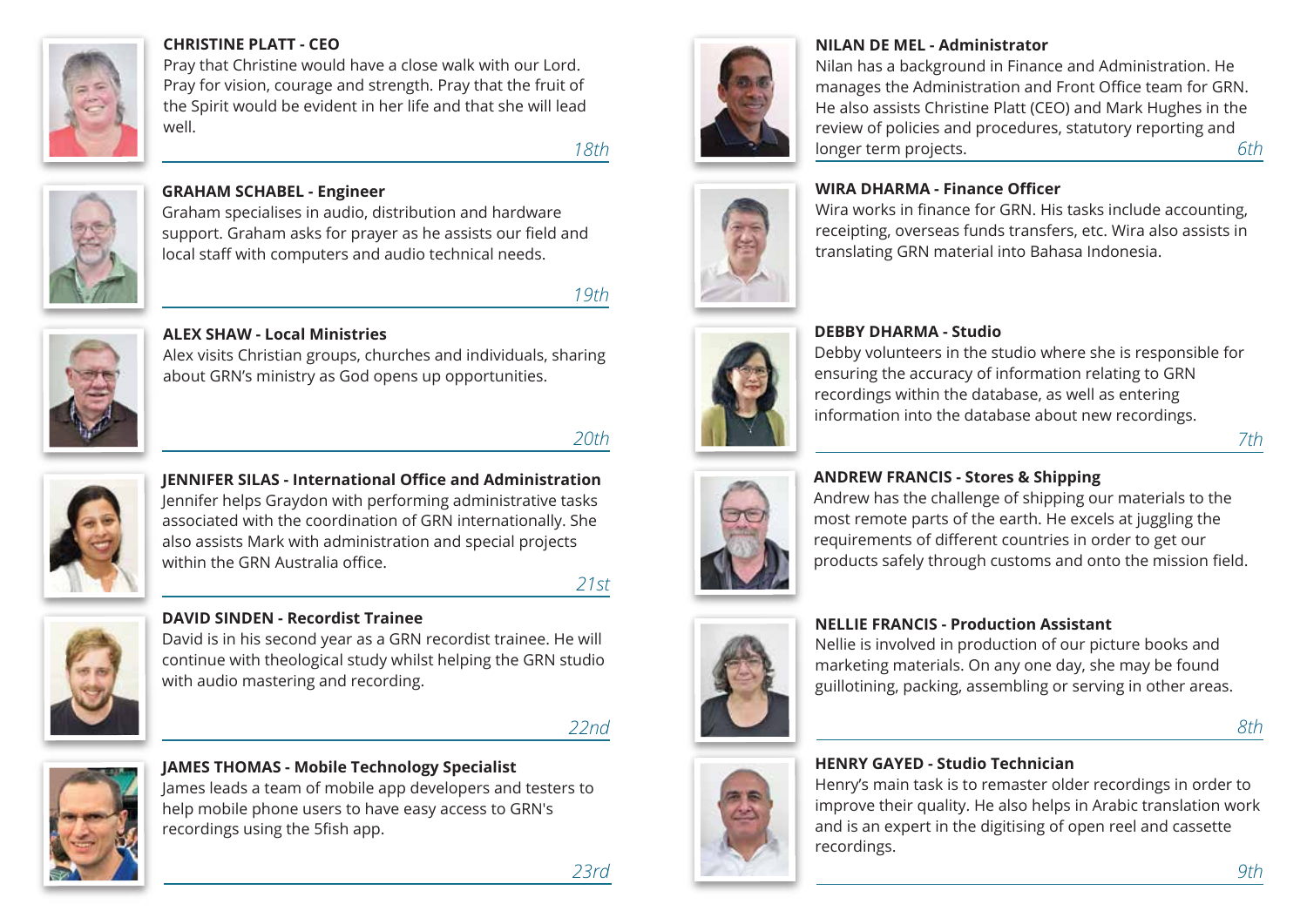**CHRISTINE PLATT - CEO**

Pray that Christine would have a close walk with our Lord. Pray for vision, courage and strength. Pray that the fruit of the Spirit would be evident in her life and that she will lead well.

*18th*

**GRAHAM SCHABEL - Engineer**

Graham specialises in audio, distribution and hardware support. Graham asks for prayer as he assists our field and local staff with computers and audio technical needs.

*19th*

**ALEX SHAW - Local Ministries**

Alex visits Christian groups, churches and individuals, sharing about GRN's ministry as God opens up opportunities.

*20th*

**JENNIFER SILAS - International Office and Administration**

Jennifer helps Graydon with performing administrative tasks associated with the coordination of GRN internationally. She also assists Mark with administration and special projects within the GRN Australia office.

*21st*

**DAVID SINDEN - Recordist Trainee**

David is in his second year as a GRN recordist trainee. He will continue with theological study whilst helping the GRN studio with audio mastering and recording.

*22nd*

**JAMES THOMAS - Mobile Technology Specialist**

James leads a team of mobile app developers and testers to help mobile phone users to have easy access to GRN's recordings using the 5fish app.

*23rd*

**NILAN DE MEL - Administrator**

Nilan has a background in Finance and Administration. He manages the Administration and Front Office team for GRN. He also assists Christine Platt (CEO) and Mark Hughes in the review of policies and procedures, statutory reporting and longer term projects.

*6th*

**WIRA DHARMA - Finance Officer**

Wira works in finance for GRN. His tasks include accounting, receipting, overseas funds transfers, etc. Wira also assists in translating GRN material into Bahasa Indonesia.

**DEBBY DHARMA - Studio**

Debby volunteers in the studio where she is responsible for ensuring the accuracy of information relating to GRN recordings within the database, as well as entering information into the database about new recordings.

*7th*

**ANDREW FRANCIS - Stores & Shipping**

Andrew has the challenge of shipping our materials to the most remote parts of the earth. He excels at juggling the requirements of different countries in order to get our products safely through customs and onto the mission field.

**NELLIE FRANCIS - Production Assistant**

Nellie is involved in production of our picture books and marketing materials. On any one day, she may be found guillotining, packing, assembling or serving in other areas.

*8th*

**HENRY GAYED - Studio Technician**

Henry's main task is to remaster older recordings in order to improve their quality. He also helps in Arabic translation work and is an expert in the digitising of open reel and cassette recordings.

*9th*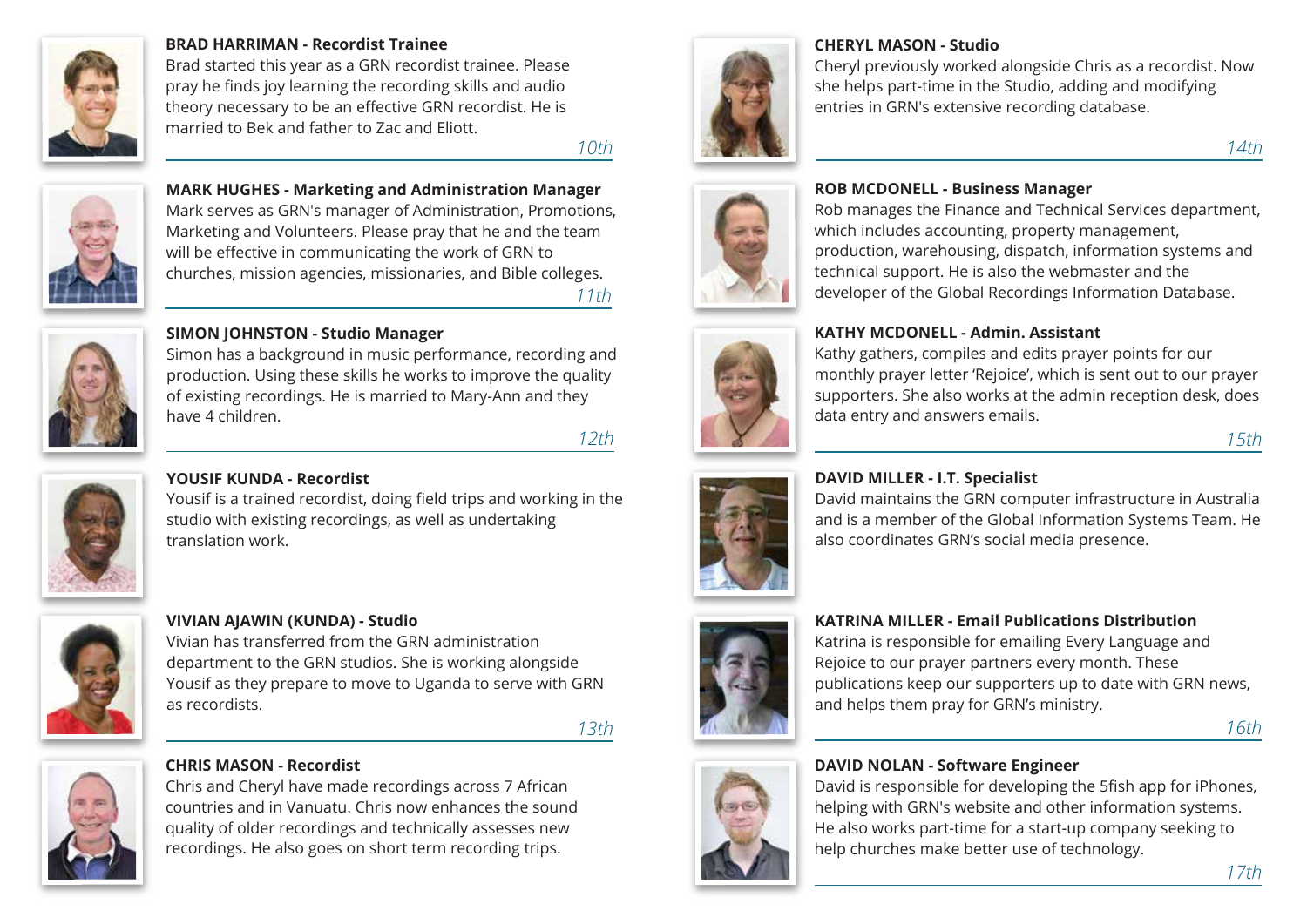**BRAD HARRIMAN - Recordist Trainee**
Brad started this year as a GRN recordist trainee. Please pray he finds joy learning the recording skills and audio theory necessary to be an effective GRN recordist. He is married to Bek and father to Zac and Eliott.

*10th*

**MARK HUGHES - Marketing and Administration Manager**
Mark serves as GRN's manager of Administration, Promotions, Marketing and Volunteers. Please pray that he and the team will be effective in communicating the work of GRN to churches, mission agencies, missionaries, and Bible colleges.

*11th*

**SIMON JOHNSTON - Studio Manager**
Simon has a background in music performance, recording and production. Using these skills he works to improve the quality of existing recordings. He is married to Mary-Ann and they have 4 children.

*12th*

**YOUSIF KUNDA - Recordist**
Yousif is a trained recordist, doing field trips and working in the studio with existing recordings, as well as undertaking translation work.

**VIVIAN AJAWIN (KUNDA) - Studio**
Vivian has transferred from the GRN administration department to the GRN studios. She is working alongside Yousif as they prepare to move to Uganda to serve with GRN as recordists.

*13th*

**CHRIS MASON - Recordist**
Chris and Cheryl have made recordings across 7 African countries and in Vanuatu. Chris now enhances the sound quality of older recordings and technically assesses new recordings. He also goes on short term recording trips.

**CHERYL MASON - Studio**
Cheryl previously worked alongside Chris as a recordist. Now she helps part-time in the Studio, adding and modifying entries in GRN's extensive recording database.

*14th*

**ROB MCDONELL - Business Manager**
Rob manages the Finance and Technical Services department, which includes accounting, property management, production, warehousing, dispatch, information systems and technical support. He is also the webmaster and the developer of the Global Recordings Information Database.

**KATHY MCDONELL - Admin. Assistant**
Kathy gathers, compiles and edits prayer points for our monthly prayer letter 'Rejoice', which is sent out to our prayer supporters. She also works at the admin reception desk, does data entry and answers emails.

*15th*

**DAVID MILLER - I.T. Specialist**
David maintains the GRN computer infrastructure in Australia and is a member of the Global Information Systems Team. He also coordinates GRN's social media presence.

**KATRINA MILLER - Email Publications Distribution**
Katrina is responsible for emailing Every Language and Rejoice to our prayer partners every month. These publications keep our supporters up to date with GRN news, and helps them pray for GRN's ministry.

*16th*

**DAVID NOLAN - Software Engineer**
David is responsible for developing the 5fish app for iPhones, helping with GRN's website and other information systems. He also works part-time for a start-up company seeking to help churches make better use of technology.

*17th*